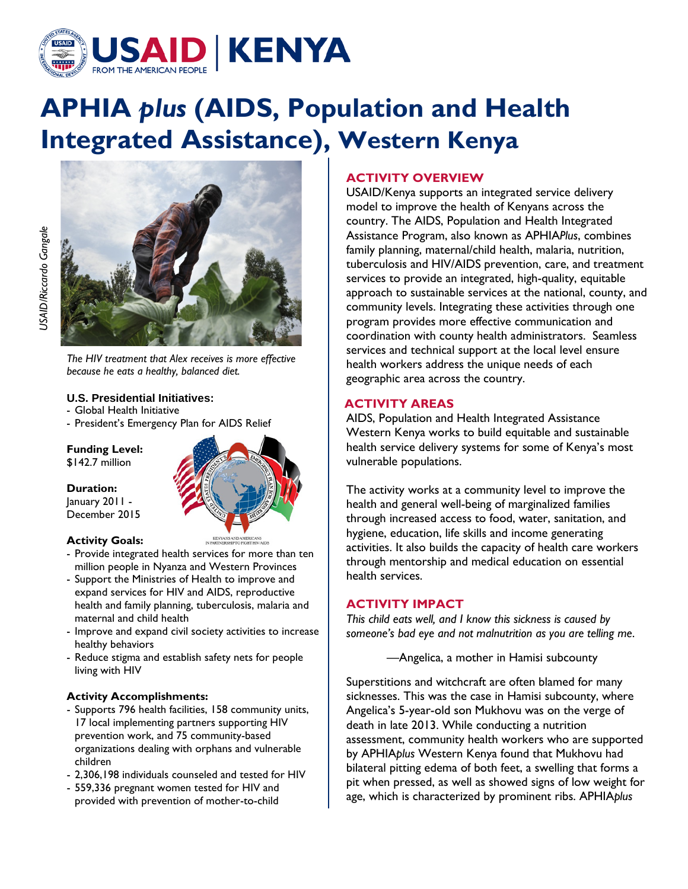# APHIA *plus* (AIDS, Population and Health Integrated Assistance), Western Kenya

USAID/Riccardo Gangale

*The HIV treatment that Alex receives is more effective because he eats a healthy, balanced diet.*

**U.S. Presidential Initiatives:**

- Global Health Initiative
- President's Emergency Plan for AIDS Relief

**Funding Level:**
$142.7 million

**Duration:**
January 2011 - December 2015

**Activity Goals:**

- Provide integrated health services for more than ten million people in Nyanza and Western Provinces
- Support the Ministries of Health to improve and expand services for HIV and AIDS, reproductive health and family planning, tuberculosis, malaria and maternal and child health
- Improve and expand civil society activities to increase healthy behaviors
- Reduce stigma and establish safety nets for people living with HIV

**Activity Accomplishments:**

- Supports 796 health facilities, 158 community units, 17 local implementing partners supporting HIV prevention work, and 75 community-based organizations dealing with orphans and vulnerable children
- 2,306,198 individuals counseled and tested for HIV
- 559,336 pregnant women tested for HIV and provided with prevention of mother-to-child

## ACTIVITY OVERVIEW

USAID/Kenya supports an integrated service delivery model to improve the health of Kenyans across the country. The AIDS, Population and Health Integrated Assistance Program, also known as APHIA*Plus*, combines family planning, maternal/child health, malaria, nutrition, tuberculosis and HIV/AIDS prevention, care, and treatment services to provide an integrated, high-quality, equitable approach to sustainable services at the national, county, and community levels. Integrating these activities through one program provides more effective communication and coordination with county health administrators. Seamless services and technical support at the local level ensure health workers address the unique needs of each geographic area across the country.

## ACTIVITY AREAS

AIDS, Population and Health Integrated Assistance Western Kenya works to build equitable and sustainable health service delivery systems for some of Kenya's most vulnerable populations.

The activity works at a community level to improve the health and general well-being of marginalized families through increased access to food, water, sanitation, and hygiene, education, life skills and income generating activities. It also builds the capacity of health care workers through mentorship and medical education on essential health services.

## ACTIVITY IMPACT

*This child eats well, and I know this sickness is caused by someone's bad eye and not malnutrition as you are telling me.*

—Angelica, a mother in Hamisi subcounty

Superstitions and witchcraft are often blamed for many sicknesses. This was the case in Hamisi subcounty, where Angelica's 5-year-old son Mukhovu was on the verge of death in late 2013. While conducting a nutrition assessment, community health workers who are supported by APHIA*plus* Western Kenya found that Mukhovu had bilateral pitting edema of both feet, a swelling that forms a pit when pressed, as well as showed signs of low weight for age, which is characterized by prominent ribs. APHIA*plus*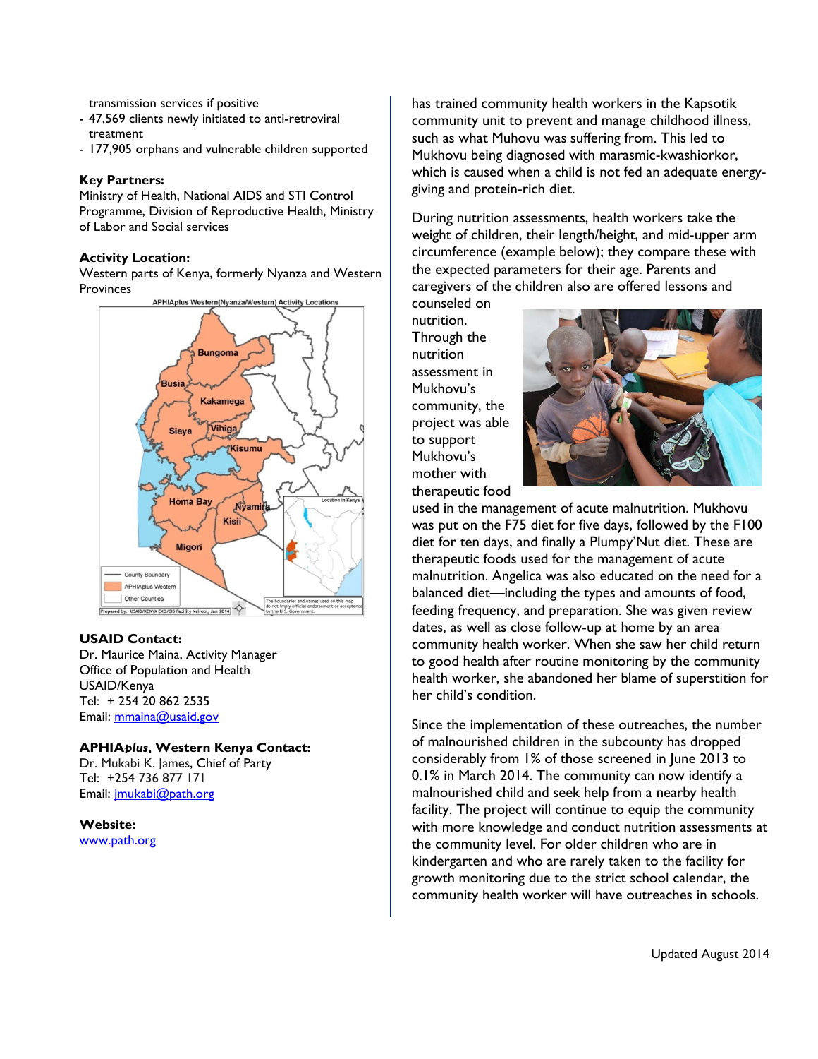transmission services if positive
- 47,569 clients newly initiated to anti-retroviral treatment
- 177,905 orphans and vulnerable children supported

**Key Partners:**
Ministry of Health, National AIDS and STI Control Programme, Division of Reproductive Health, Ministry of Labor and Social services

**Activity Location:**
Western parts of Kenya, formerly Nyanza and Western Provinces

APHIAplus Western(Nyanza/Western) Activity Locations

Bungoma
Busia
Kakamega
Siaya
Vihiga
Kisumu
Homa Bay
Nyamira
Kisii
Migori

Location in Kenya

County Boundary
APHIAplus Western
Other Counties

Prepared by: USAID/KENYA EXO/GIS Facility Nairobi, Jan 2014

The boundaries and names used on this map do not imply official endorsement or acceptance by the U.S. Government.

**USAID Contact:**
Dr. Maurice Maina, Activity Manager
Office of Population and Health
USAID/Kenya
Tel: + 254 20 862 2535
Email: [mmaina@usaid.gov](mailto:mmaina@usaid.gov)

**APHIA*plus*, Western Kenya Contact:**
Dr. Mukabi K. James, Chief of Party
Tel: +254 736 877 171
Email: [jmukabi@path.org](mailto:jmukabi@path.org)

**Website:**
[www.path.org](http://www.path.org)

has trained community health workers in the Kapsotik community unit to prevent and manage childhood illness, such as what Muhovu was suffering from. This led to Mukhovu being diagnosed with marasmic-kwashiorkor, which is caused when a child is not fed an adequate energy-giving and protein-rich diet.

During nutrition assessments, health workers take the weight of children, their length/height, and mid-upper arm circumference (example below); they compare these with the expected parameters for their age. Parents and caregivers of the children also are offered lessons and counseled on nutrition. Through the nutrition assessment in Mukhovu's community, the project was able to support Mukhovu's mother with therapeutic food used in the management of acute malnutrition. Mukhovu was put on the F75 diet for five days, followed by the F100 diet for ten days, and finally a Plumpy'Nut diet. These are therapeutic foods used for the management of acute malnutrition. Angelica was also educated on the need for a balanced diet—including the types and amounts of food, feeding frequency, and preparation. She was given review dates, as well as close follow-up at home by an area community health worker. When she saw her child return to good health after routine monitoring by the community health worker, she abandoned her blame of superstition for her child's condition.

Since the implementation of these outreaches, the number of malnourished children in the subcounty has dropped considerably from 1% of those screened in June 2013 to 0.1% in March 2014. The community can now identify a malnourished child and seek help from a nearby health facility. The project will continue to equip the community with more knowledge and conduct nutrition assessments at the community level. For older children who are in kindergarten and who are rarely taken to the facility for growth monitoring due to the strict school calendar, the community health worker will have outreaches in schools.

Updated August 2014